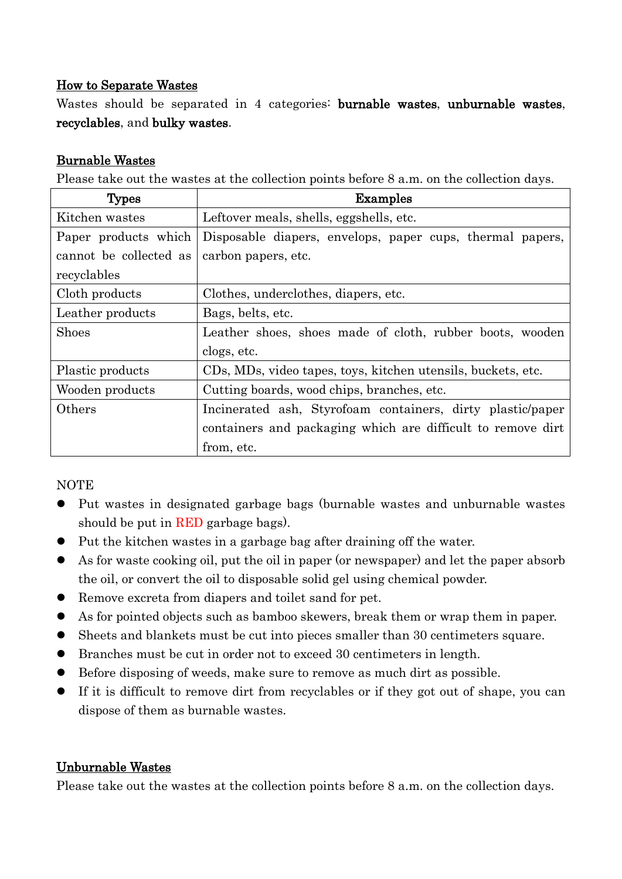## How to Separate Wastes

Wastes should be separated in 4 categories: **burnable wastes**, **unburnable wastes**, **recyclables**, and **bulky wastes**.

## Burnable Wastes

Please take out the wastes at the collection points before 8 a.m. on the collection days.

| Types | Examples |
|---|---|
| Kitchen wastes | Leftover meals, shells, eggshells, etc. |
| Paper products which cannot be collected as recyclables | Disposable diapers, envelops, paper cups, thermal papers, carbon papers, etc. |
| Cloth products | Clothes, underclothes, diapers, etc. |
| Leather products | Bags, belts, etc. |
| Shoes | Leather shoes, shoes made of cloth, rubber boots, wooden clogs, etc. |
| Plastic products | CDs, MDs, video tapes, toys, kitchen utensils, buckets, etc. |
| Wooden products | Cutting boards, wood chips, branches, etc. |
| Others | Incinerated ash, Styrofoam containers, dirty plastic/paper containers and packaging which are difficult to remove dirt from, etc. |

NOTE

- Put wastes in designated garbage bags (burnable wastes and unburnable wastes should be put in RED garbage bags).
- Put the kitchen wastes in a garbage bag after draining off the water.
- As for waste cooking oil, put the oil in paper (or newspaper) and let the paper absorb the oil, or convert the oil to disposable solid gel using chemical powder.
- Remove excreta from diapers and toilet sand for pet.
- As for pointed objects such as bamboo skewers, break them or wrap them in paper.
- Sheets and blankets must be cut into pieces smaller than 30 centimeters square.
- Branches must be cut in order not to exceed 30 centimeters in length.
- Before disposing of weeds, make sure to remove as much dirt as possible.
- If it is difficult to remove dirt from recyclables or if they got out of shape, you can dispose of them as burnable wastes.

## Unburnable Wastes

Please take out the wastes at the collection points before 8 a.m. on the collection days.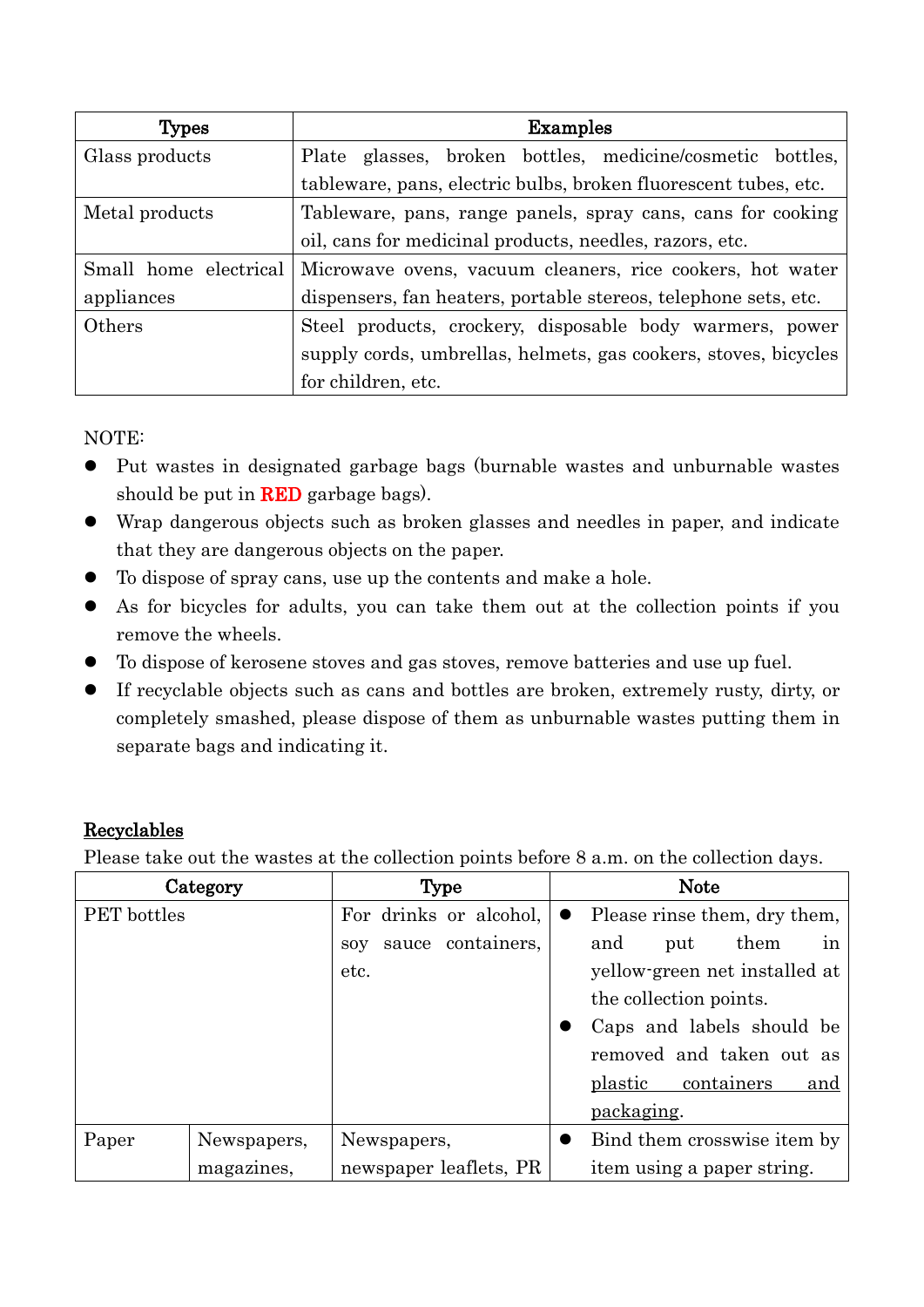| Types | Examples |
| --- | --- |
| Glass products | Plate glasses, broken bottles, medicine/cosmetic bottles, tableware, pans, electric bulbs, broken fluorescent tubes, etc. |
| Metal products | Tableware, pans, range panels, spray cans, cans for cooking oil, cans for medicinal products, needles, razors, etc. |
| Small home electrical appliances | Microwave ovens, vacuum cleaners, rice cookers, hot water dispensers, fan heaters, portable stereos, telephone sets, etc. |
| Others | Steel products, crockery, disposable body warmers, power supply cords, umbrellas, helmets, gas cookers, stoves, bicycles for children, etc. |

NOTE:

- Put wastes in designated garbage bags (burnable wastes and unburnable wastes should be put in **RED** garbage bags).
- Wrap dangerous objects such as broken glasses and needles in paper, and indicate that they are dangerous objects on the paper.
- To dispose of spray cans, use up the contents and make a hole.
- As for bicycles for adults, you can take them out at the collection points if you remove the wheels.
- To dispose of kerosene stoves and gas stoves, remove batteries and use up fuel.
- If recyclable objects such as cans and bottles are broken, extremely rusty, dirty, or completely smashed, please dispose of them as unburnable wastes putting them in separate bags and indicating it.

## Recyclables

Please take out the wastes at the collection points before 8 a.m. on the collection days.

| Category | | Type | Note |
| --- | --- | --- | --- |
| PET bottles | | For drinks or alcohol, soy sauce containers, etc. | ● Please rinse them, dry them, and put them in yellow-green net installed at the collection points. ● Caps and labels should be removed and taken out as plastic containers and packaging. |
| Paper | Newspapers, magazines, | Newspapers, newspaper leaflets, PR | ● Bind them crosswise item by item using a paper string. |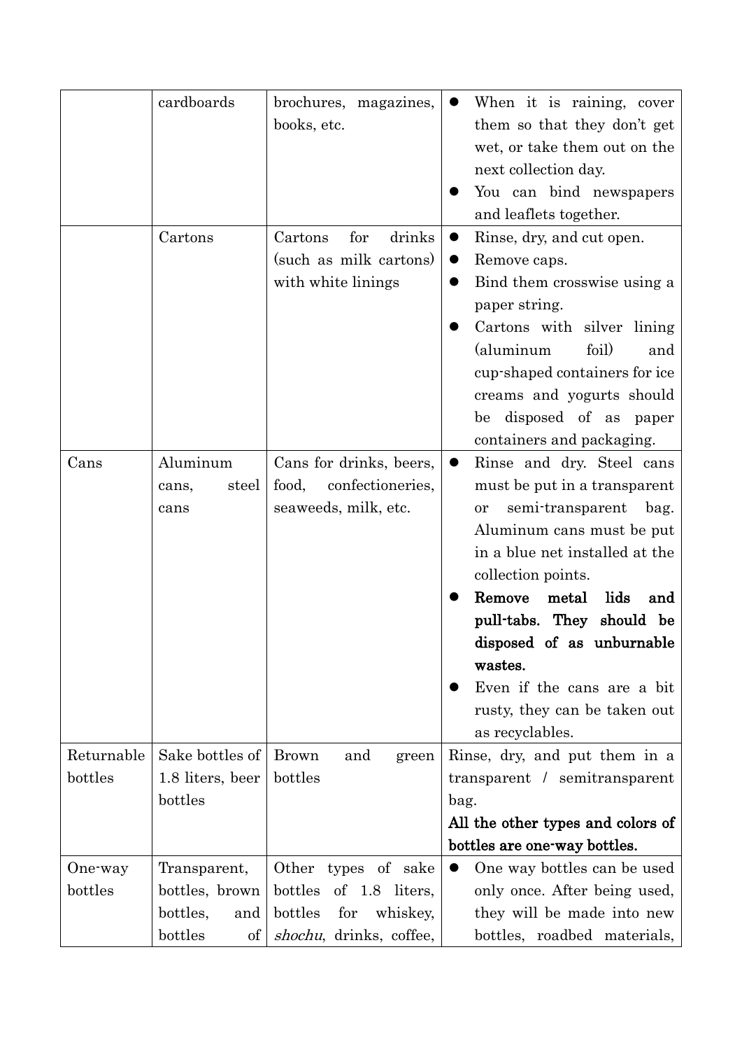| | | | |
|---|---|---|---|
| | cardboards | brochures, magazines, books, etc. | ● When it is raining, cover them so that they don't get wet, or take them out on the next collection day.<br>● You can bind newspapers and leaflets together. |
| | Cartons | Cartons for drinks (such as milk cartons) with white linings | ● Rinse, dry, and cut open.<br>● Remove caps.<br>● Bind them crosswise using a paper string.<br>● Cartons with silver lining (aluminum foil) and cup-shaped containers for ice creams and yogurts should be disposed of as paper containers and packaging. |
| Cans | Aluminum cans, steel cans | Cans for drinks, beers, food, confectioneries, seaweeds, milk, etc. | ● Rinse and dry. Steel cans must be put in a transparent or semi-transparent bag. Aluminum cans must be put in a blue net installed at the collection points.<br>● **Remove metal lids and pull-tabs. They should be disposed of as unburnable wastes.**<br>● Even if the cans are a bit rusty, they can be taken out as recyclables. |
| Returnable bottles | Sake bottles of 1.8 liters, beer bottles | Brown and green bottles | Rinse, dry, and put them in a transparent / semitransparent bag.<br>**All the other types and colors of bottles are one-way bottles.** |
| One-way bottles | Transparent, bottles, brown bottles, and bottles of | Other types of sake bottles of 1.8 liters, bottles for whiskey, *shochu*, drinks, coffee, | ● One way bottles can be used only once. After being used, they will be made into new bottles, roadbed materials, |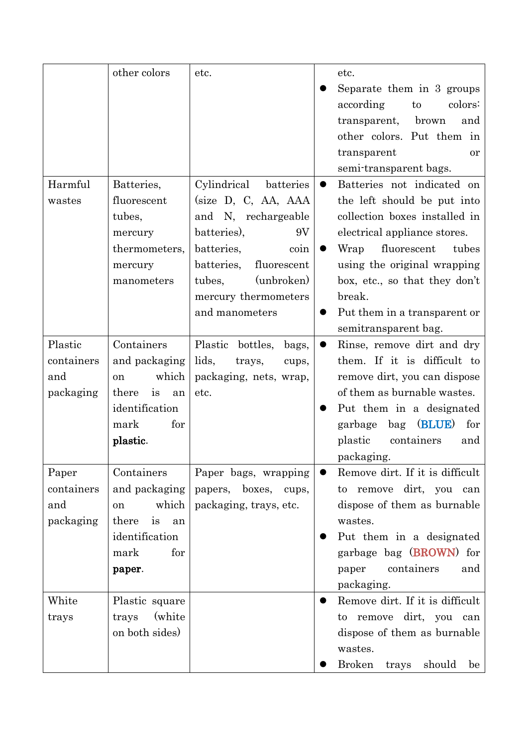| | | | |
|---|---|---|---|
| | other colors | etc. | etc.<br>● Separate them in 3 groups according to colors: transparent, brown and other colors. Put them in transparent or semi-transparent bags. |
| Harmful wastes | Batteries, fluorescent tubes, mercury thermometers, mercury manometers | Cylindrical batteries (size D, C, AA, AAA and N, rechargeable batteries), 9V batteries, coin batteries, fluorescent tubes, (unbroken) mercury thermometers and manometers | ● Batteries not indicated on the left should be put into collection boxes installed in electrical appliance stores.<br>● Wrap fluorescent tubes using the original wrapping box, etc., so that they don't break.<br>● Put them in a transparent or semitransparent bag. |
| Plastic containers and packaging | Containers and packaging on which there is an identification mark for **plastic**. | Plastic bottles, bags, lids, trays, cups, packaging, nets, wrap, etc. | ● Rinse, remove dirt and dry them. If it is difficult to remove dirt, you can dispose of them as burnable wastes.<br>● Put them in a designated garbage bag (**BLUE**) for plastic containers and packaging. |
| Paper containers and packaging | Containers and packaging on which there is an identification mark for **paper**. | Paper bags, wrapping papers, boxes, cups, packaging, trays, etc. | ● Remove dirt. If it is difficult to remove dirt, you can dispose of them as burnable wastes.<br>● Put them in a designated garbage bag (**BROWN**) for paper containers and packaging. |
| White trays | Plastic square trays (white on both sides) | | ● Remove dirt. If it is difficult to remove dirt, you can dispose of them as burnable wastes.<br>● Broken trays should be |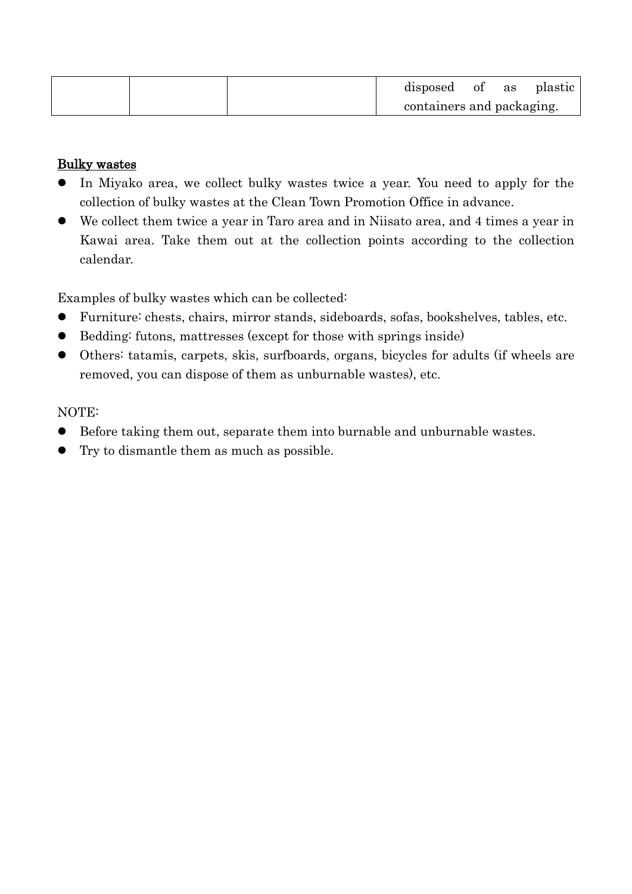| | | | |
|---|---|---|---|
| | | | disposed of as plastic containers and packaging. |

## Bulky wastes

- In Miyako area, we collect bulky wastes twice a year. You need to apply for the collection of bulky wastes at the Clean Town Promotion Office in advance.
- We collect them twice a year in Taro area and in Niisato area, and 4 times a year in Kawai area. Take them out at the collection points according to the collection calendar.

Examples of bulky wastes which can be collected:

- Furniture: chests, chairs, mirror stands, sideboards, sofas, bookshelves, tables, etc.
- Bedding: futons, mattresses (except for those with springs inside)
- Others: tatamis, carpets, skis, surfboards, organs, bicycles for adults (if wheels are removed, you can dispose of them as unburnable wastes), etc.

NOTE:

- Before taking them out, separate them into burnable and unburnable wastes.
- Try to dismantle them as much as possible.